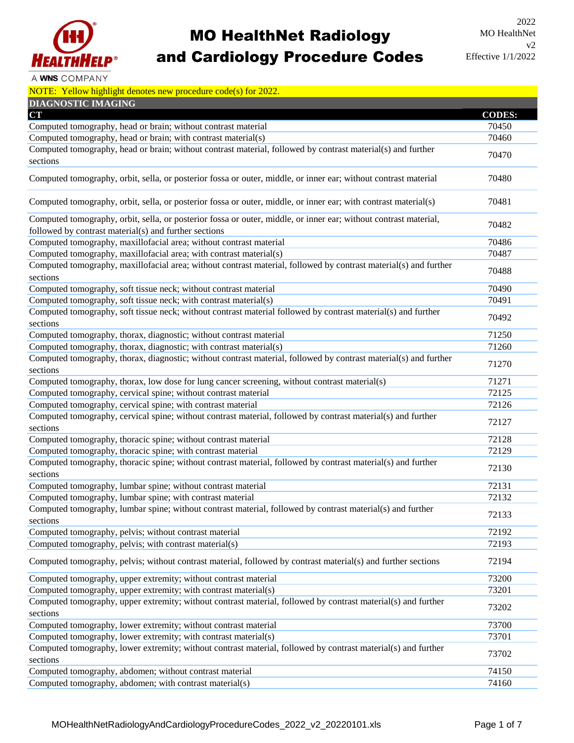# MO HealthNet Radiology and Cardiology Procedure Codes

2022
MO HealthNet
v2
Effective 1/1/2022

NOTE: Yellow highlight denotes new procedure code(s) for 2022.

## DIAGNOSTIC IMAGING

| CT | CODES: |
|---|---|
| Computed tomography, head or brain; without contrast material | 70450 |
| Computed tomography, head or brain; with contrast material(s) | 70460 |
| Computed tomography, head or brain; without contrast material, followed by contrast material(s) and further sections | 70470 |
| Computed tomography, orbit, sella, or posterior fossa or outer, middle, or inner ear; without contrast material | 70480 |
| Computed tomography, orbit, sella, or posterior fossa or outer, middle, or inner ear; with contrast material(s) | 70481 |
| Computed tomography, orbit, sella, or posterior fossa or outer, middle, or inner ear; without contrast material, followed by contrast material(s) and further sections | 70482 |
| Computed tomography, maxillofacial area; without contrast material | 70486 |
| Computed tomography, maxillofacial area; with contrast material(s) | 70487 |
| Computed tomography, maxillofacial area; without contrast material, followed by contrast material(s) and further sections | 70488 |
| Computed tomography, soft tissue neck; without contrast material | 70490 |
| Computed tomography, soft tissue neck; with contrast material(s) | 70491 |
| Computed tomography, soft tissue neck; without contrast material followed by contrast material(s) and further sections | 70492 |
| Computed tomography, thorax, diagnostic; without contrast material | 71250 |
| Computed tomography, thorax, diagnostic; with contrast material(s) | 71260 |
| Computed tomography, thorax, diagnostic; without contrast material, followed by contrast material(s) and further sections | 71270 |
| Computed tomography, thorax, low dose for lung cancer screening, without contrast material(s) | 71271 |
| Computed tomography, cervical spine; without contrast material | 72125 |
| Computed tomography, cervical spine; with contrast material | 72126 |
| Computed tomography, cervical spine; without contrast material, followed by contrast material(s) and further sections | 72127 |
| Computed tomography, thoracic spine; without contrast material | 72128 |
| Computed tomography, thoracic spine; with contrast material | 72129 |
| Computed tomography, thoracic spine; without contrast material, followed by contrast material(s) and further sections | 72130 |
| Computed tomography, lumbar spine; without contrast material | 72131 |
| Computed tomography, lumbar spine; with contrast material | 72132 |
| Computed tomography, lumbar spine; without contrast material, followed by contrast material(s) and further sections | 72133 |
| Computed tomography, pelvis; without contrast material | 72192 |
| Computed tomography, pelvis; with contrast material(s) | 72193 |
| Computed tomography, pelvis; without contrast material, followed by contrast material(s) and further sections | 72194 |
| Computed tomography, upper extremity; without contrast material | 73200 |
| Computed tomography, upper extremity; with contrast material(s) | 73201 |
| Computed tomography, upper extremity; without contrast material, followed by contrast material(s) and further sections | 73202 |
| Computed tomography, lower extremity; without contrast material | 73700 |
| Computed tomography, lower extremity; with contrast material(s) | 73701 |
| Computed tomography, lower extremity; without contrast material, followed by contrast material(s) and further sections | 73702 |
| Computed tomography, abdomen; without contrast material | 74150 |
| Computed tomography, abdomen; with contrast material(s) | 74160 |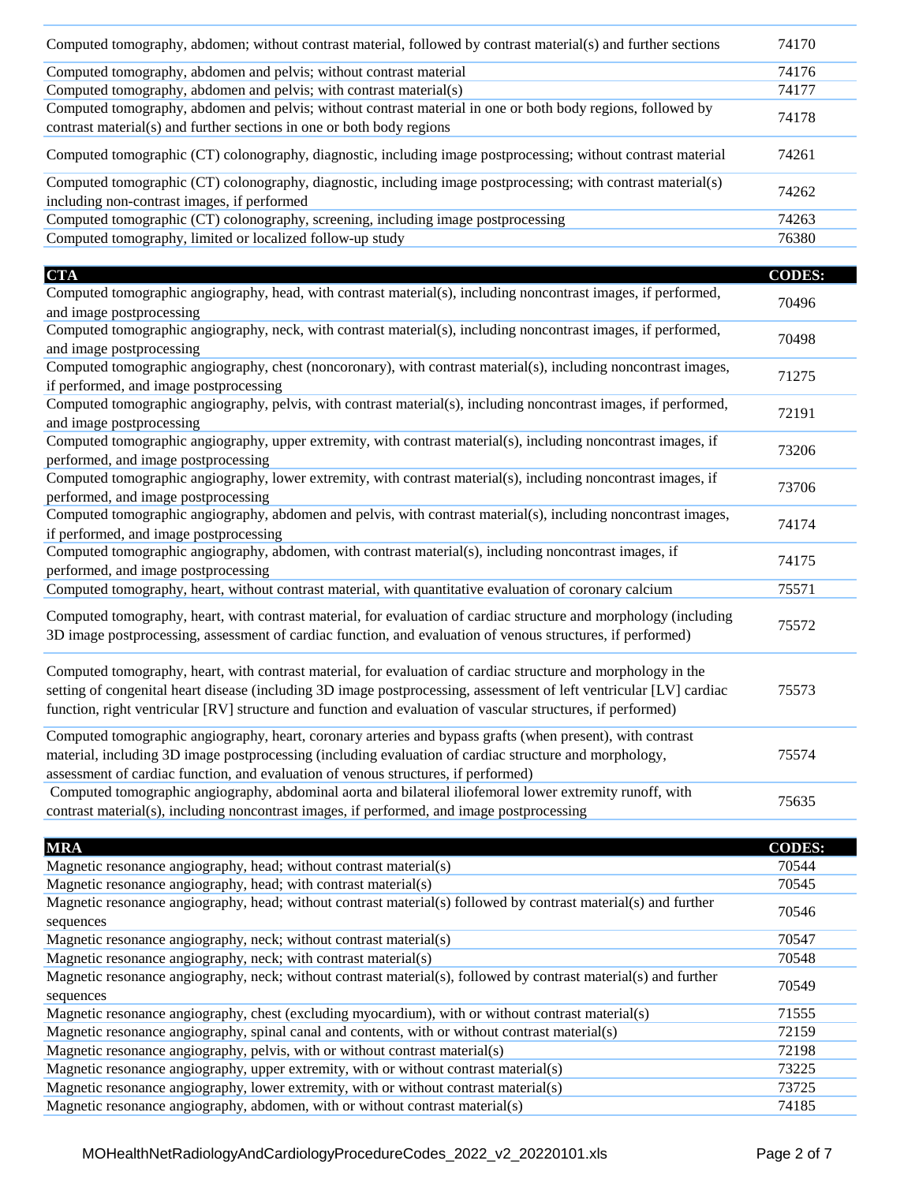| | |
|---|---|
| Computed tomography, abdomen; without contrast material, followed by contrast material(s) and further sections | 74170 |
| Computed tomography, abdomen and pelvis; without contrast material | 74176 |
| Computed tomography, abdomen and pelvis; with contrast material(s) | 74177 |
| Computed tomography, abdomen and pelvis; without contrast material in one or both body regions, followed by contrast material(s) and further sections in one or both body regions | 74178 |
| Computed tomographic (CT) colonography, diagnostic, including image postprocessing; without contrast material | 74261 |
| Computed tomographic (CT) colonography, diagnostic, including image postprocessing; with contrast material(s) including non-contrast images, if performed | 74262 |
| Computed tomographic (CT) colonography, screening, including image postprocessing | 74263 |
| Computed tomography, limited or localized follow-up study | 76380 |

| CTA | CODES: |
|---|---|
| Computed tomographic angiography, head, with contrast material(s), including noncontrast images, if performed, and image postprocessing | 70496 |
| Computed tomographic angiography, neck, with contrast material(s), including noncontrast images, if performed, and image postprocessing | 70498 |
| Computed tomographic angiography, chest (noncoronary), with contrast material(s), including noncontrast images, if performed, and image postprocessing | 71275 |
| Computed tomographic angiography, pelvis, with contrast material(s), including noncontrast images, if performed, and image postprocessing | 72191 |
| Computed tomographic angiography, upper extremity, with contrast material(s), including noncontrast images, if performed, and image postprocessing | 73206 |
| Computed tomographic angiography, lower extremity, with contrast material(s), including noncontrast images, if performed, and image postprocessing | 73706 |
| Computed tomographic angiography, abdomen and pelvis, with contrast material(s), including noncontrast images, if performed, and image postprocessing | 74174 |
| Computed tomographic angiography, abdomen, with contrast material(s), including noncontrast images, if performed, and image postprocessing | 74175 |
| Computed tomography, heart, without contrast material, with quantitative evaluation of coronary calcium | 75571 |
| Computed tomography, heart, with contrast material, for evaluation of cardiac structure and morphology (including 3D image postprocessing, assessment of cardiac function, and evaluation of venous structures, if performed) | 75572 |
| Computed tomography, heart, with contrast material, for evaluation of cardiac structure and morphology in the setting of congenital heart disease (including 3D image postprocessing, assessment of left ventricular [LV] cardiac function, right ventricular [RV] structure and function and evaluation of vascular structures, if performed) | 75573 |
| Computed tomographic angiography, heart, coronary arteries and bypass grafts (when present), with contrast material, including 3D image postprocessing (including evaluation of cardiac structure and morphology, assessment of cardiac function, and evaluation of venous structures, if performed) | 75574 |
| Computed tomographic angiography, abdominal aorta and bilateral iliofemoral lower extremity runoff, with contrast material(s), including noncontrast images, if performed, and image postprocessing | 75635 |

| MRA | CODES: |
|---|---|
| Magnetic resonance angiography, head; without contrast material(s) | 70544 |
| Magnetic resonance angiography, head; with contrast material(s) | 70545 |
| Magnetic resonance angiography, head; without contrast material(s) followed by contrast material(s) and further sequences | 70546 |
| Magnetic resonance angiography, neck; without contrast material(s) | 70547 |
| Magnetic resonance angiography, neck; with contrast material(s) | 70548 |
| Magnetic resonance angiography, neck; without contrast material(s), followed by contrast material(s) and further sequences | 70549 |
| Magnetic resonance angiography, chest (excluding myocardium), with or without contrast material(s) | 71555 |
| Magnetic resonance angiography, spinal canal and contents, with or without contrast material(s) | 72159 |
| Magnetic resonance angiography, pelvis, with or without contrast material(s) | 72198 |
| Magnetic resonance angiography, upper extremity, with or without contrast material(s) | 73225 |
| Magnetic resonance angiography, lower extremity, with or without contrast material(s) | 73725 |
| Magnetic resonance angiography, abdomen, with or without contrast material(s) | 74185 |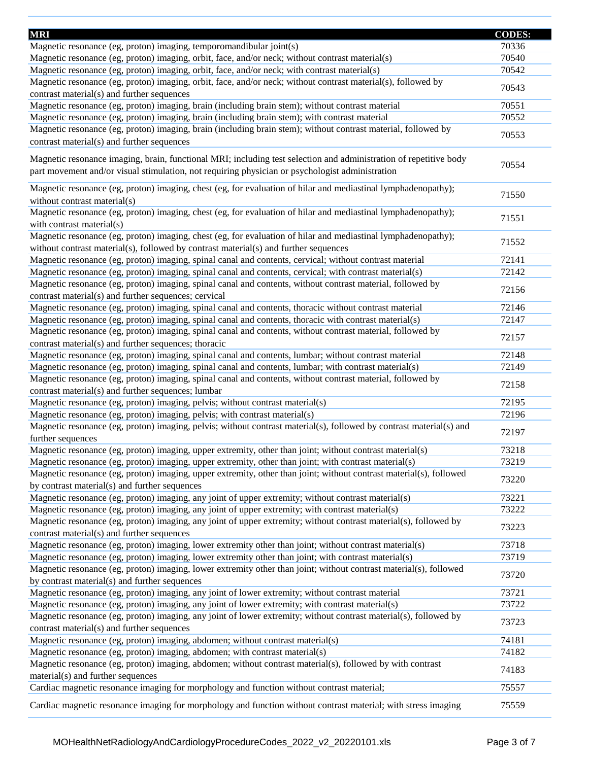| MRI | CODES: |
|---|---|
| Magnetic resonance (eg, proton) imaging, temporomandibular joint(s) | 70336 |
| Magnetic resonance (eg, proton) imaging, orbit, face, and/or neck; without contrast material(s) | 70540 |
| Magnetic resonance (eg, proton) imaging, orbit, face, and/or neck; with contrast material(s) | 70542 |
| Magnetic resonance (eg, proton) imaging, orbit, face, and/or neck; without contrast material(s), followed by contrast material(s) and further sequences | 70543 |
| Magnetic resonance (eg, proton) imaging, brain (including brain stem); without contrast material | 70551 |
| Magnetic resonance (eg, proton) imaging, brain (including brain stem); with contrast material | 70552 |
| Magnetic resonance (eg, proton) imaging, brain (including brain stem); without contrast material, followed by contrast material(s) and further sequences | 70553 |
| Magnetic resonance imaging, brain, functional MRI; including test selection and administration of repetitive body part movement and/or visual stimulation, not requiring physician or psychologist administration | 70554 |
| Magnetic resonance (eg, proton) imaging, chest (eg, for evaluation of hilar and mediastinal lymphadenopathy); without contrast material(s) | 71550 |
| Magnetic resonance (eg, proton) imaging, chest (eg, for evaluation of hilar and mediastinal lymphadenopathy); with contrast material(s) | 71551 |
| Magnetic resonance (eg, proton) imaging, chest (eg, for evaluation of hilar and mediastinal lymphadenopathy); without contrast material(s), followed by contrast material(s) and further sequences | 71552 |
| Magnetic resonance (eg, proton) imaging, spinal canal and contents, cervical; without contrast material | 72141 |
| Magnetic resonance (eg, proton) imaging, spinal canal and contents, cervical; with contrast material(s) | 72142 |
| Magnetic resonance (eg, proton) imaging, spinal canal and contents, without contrast material, followed by contrast material(s) and further sequences; cervical | 72156 |
| Magnetic resonance (eg, proton) imaging, spinal canal and contents, thoracic without contrast material | 72146 |
| Magnetic resonance (eg, proton) imaging, spinal canal and contents, thoracic with contrast material(s) | 72147 |
| Magnetic resonance (eg, proton) imaging, spinal canal and contents, without contrast material, followed by contrast material(s) and further sequences; thoracic | 72157 |
| Magnetic resonance (eg, proton) imaging, spinal canal and contents, lumbar; without contrast material | 72148 |
| Magnetic resonance (eg, proton) imaging, spinal canal and contents, lumbar; with contrast material(s) | 72149 |
| Magnetic resonance (eg, proton) imaging, spinal canal and contents, without contrast material, followed by contrast material(s) and further sequences; lumbar | 72158 |
| Magnetic resonance (eg, proton) imaging, pelvis; without contrast material(s) | 72195 |
| Magnetic resonance (eg, proton) imaging, pelvis; with contrast material(s) | 72196 |
| Magnetic resonance (eg, proton) imaging, pelvis; without contrast material(s), followed by contrast material(s) and further sequences | 72197 |
| Magnetic resonance (eg, proton) imaging, upper extremity, other than joint; without contrast material(s) | 73218 |
| Magnetic resonance (eg, proton) imaging, upper extremity, other than joint; with contrast material(s) | 73219 |
| Magnetic resonance (eg, proton) imaging, upper extremity, other than joint; without contrast material(s), followed by contrast material(s) and further sequences | 73220 |
| Magnetic resonance (eg, proton) imaging, any joint of upper extremity; without contrast material(s) | 73221 |
| Magnetic resonance (eg, proton) imaging, any joint of upper extremity; with contrast material(s) | 73222 |
| Magnetic resonance (eg, proton) imaging, any joint of upper extremity; without contrast material(s), followed by contrast material(s) and further sequences | 73223 |
| Magnetic resonance (eg, proton) imaging, lower extremity other than joint; without contrast material(s) | 73718 |
| Magnetic resonance (eg, proton) imaging, lower extremity other than joint; with contrast material(s) | 73719 |
| Magnetic resonance (eg, proton) imaging, lower extremity other than joint; without contrast material(s), followed by contrast material(s) and further sequences | 73720 |
| Magnetic resonance (eg, proton) imaging, any joint of lower extremity; without contrast material | 73721 |
| Magnetic resonance (eg, proton) imaging, any joint of lower extremity; with contrast material(s) | 73722 |
| Magnetic resonance (eg, proton) imaging, any joint of lower extremity; without contrast material(s), followed by contrast material(s) and further sequences | 73723 |
| Magnetic resonance (eg, proton) imaging, abdomen; without contrast material(s) | 74181 |
| Magnetic resonance (eg, proton) imaging, abdomen; with contrast material(s) | 74182 |
| Magnetic resonance (eg, proton) imaging, abdomen; without contrast material(s), followed by with contrast material(s) and further sequences | 74183 |
| Cardiac magnetic resonance imaging for morphology and function without contrast material; | 75557 |
| Cardiac magnetic resonance imaging for morphology and function without contrast material; with stress imaging | 75559 |

MOHealthNetRadiologyAndCardiologyProcedureCodes_2022_v2_20220101.xls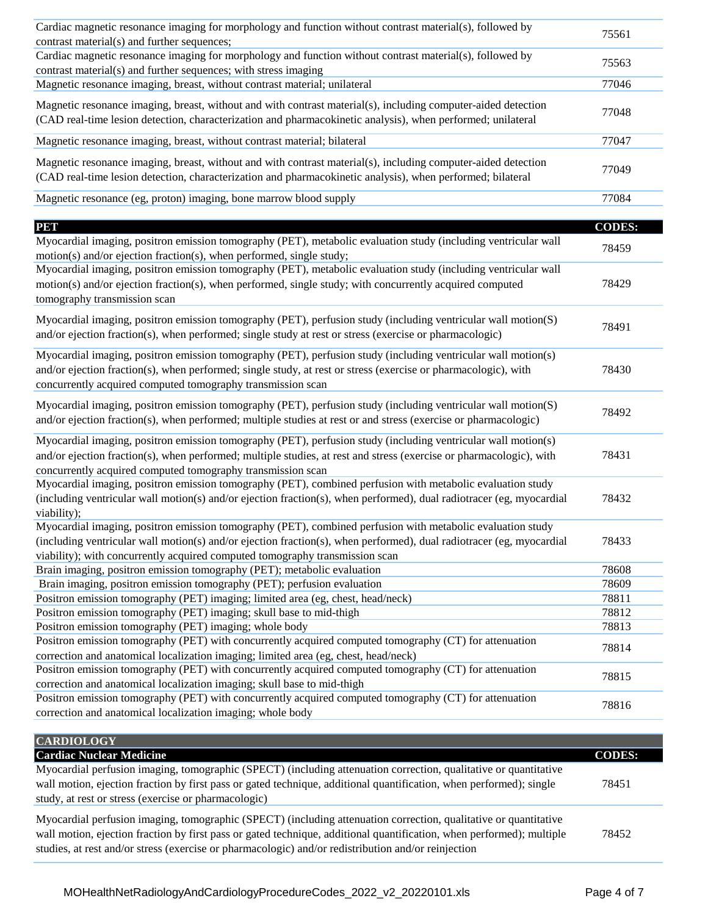| | |
|---|---|
| Cardiac magnetic resonance imaging for morphology and function without contrast material(s), followed by contrast material(s) and further sequences; | 75561 |
| Cardiac magnetic resonance imaging for morphology and function without contrast material(s), followed by contrast material(s) and further sequences; with stress imaging | 75563 |
| Magnetic resonance imaging, breast, without contrast material; unilateral | 77046 |
| Magnetic resonance imaging, breast, without and with contrast material(s), including computer-aided detection (CAD real-time lesion detection, characterization and pharmacokinetic analysis), when performed; unilateral | 77048 |
| Magnetic resonance imaging, breast, without contrast material; bilateral | 77047 |
| Magnetic resonance imaging, breast, without and with contrast material(s), including computer-aided detection (CAD real-time lesion detection, characterization and pharmacokinetic analysis), when performed; bilateral | 77049 |
| Magnetic resonance (eg, proton) imaging, bone marrow blood supply | 77084 |

| PET | CODES: |
|---|---|
| Myocardial imaging, positron emission tomography (PET), metabolic evaluation study (including ventricular wall motion(s) and/or ejection fraction(s), when performed, single study; | 78459 |
| Myocardial imaging, positron emission tomography (PET), metabolic evaluation study (including ventricular wall motion(s) and/or ejection fraction(s), when performed, single study; with concurrently acquired computed tomography transmission scan | 78429 |
| Myocardial imaging, positron emission tomography (PET), perfusion study (including ventricular wall motion(S) and/or ejection fraction(s), when performed; single study at rest or stress (exercise or pharmacologic) | 78491 |
| Myocardial imaging, positron emission tomography (PET), perfusion study (including ventricular wall motion(s) and/or ejection fraction(s), when performed; single study, at rest or stress (exercise or pharmacologic), with concurrently acquired computed tomography transmission scan | 78430 |
| Myocardial imaging, positron emission tomography (PET), perfusion study (including ventricular wall motion(S) and/or ejection fraction(s), when performed; multiple studies at rest or and stress (exercise or pharmacologic) | 78492 |
| Myocardial imaging, positron emission tomography (PET), perfusion study (including ventricular wall motion(s) and/or ejection fraction(s), when performed; multiple studies, at rest and stress (exercise or pharmacologic), with concurrently acquired computed tomography transmission scan | 78431 |
| Myocardial imaging, positron emission tomography (PET), combined perfusion with metabolic evaluation study (including ventricular wall motion(s) and/or ejection fraction(s), when performed), dual radiotracer (eg, myocardial viability); | 78432 |
| Myocardial imaging, positron emission tomography (PET), combined perfusion with metabolic evaluation study (including ventricular wall motion(s) and/or ejection fraction(s), when performed), dual radiotracer (eg, myocardial viability); with concurrently acquired computed tomography transmission scan | 78433 |
| Brain imaging, positron emission tomography (PET); metabolic evaluation | 78608 |
| Brain imaging, positron emission tomography (PET); perfusion evaluation | 78609 |
| Positron emission tomography (PET) imaging; limited area (eg, chest, head/neck) | 78811 |
| Positron emission tomography (PET) imaging; skull base to mid-thigh | 78812 |
| Positron emission tomography (PET) imaging; whole body | 78813 |
| Positron emission tomography (PET) with concurrently acquired computed tomography (CT) for attenuation correction and anatomical localization imaging; limited area (eg, chest, head/neck) | 78814 |
| Positron emission tomography (PET) with concurrently acquired computed tomography (CT) for attenuation correction and anatomical localization imaging; skull base to mid-thigh | 78815 |
| Positron emission tomography (PET) with concurrently acquired computed tomography (CT) for attenuation correction and anatomical localization imaging; whole body | 78816 |

## CARDIOLOGY

| Cardiac Nuclear Medicine | CODES: |
|---|---|
| Myocardial perfusion imaging, tomographic (SPECT) (including attenuation correction, qualitative or quantitative wall motion, ejection fraction by first pass or gated technique, additional quantification, when performed); single study, at rest or stress (exercise or pharmacologic) | 78451 |
| Myocardial perfusion imaging, tomographic (SPECT) (including attenuation correction, qualitative or quantitative wall motion, ejection fraction by first pass or gated technique, additional quantification, when performed); multiple studies, at rest and/or stress (exercise or pharmacologic) and/or redistribution and/or reinjection | 78452 |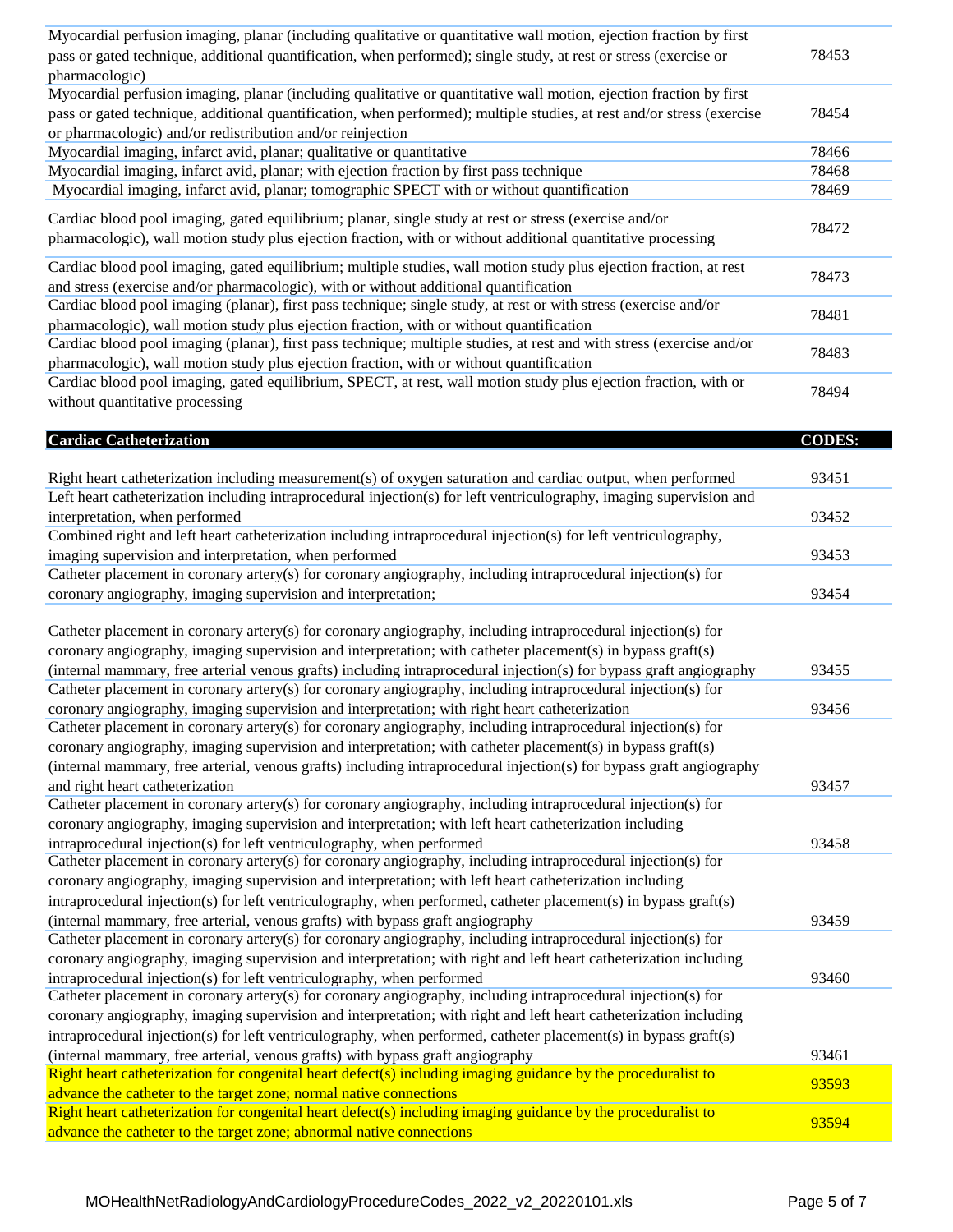| | |
|---|---|
| Myocardial perfusion imaging, planar (including qualitative or quantitative wall motion, ejection fraction by first pass or gated technique, additional quantification, when performed); single study, at rest or stress (exercise or pharmacologic) | 78453 |
| Myocardial perfusion imaging, planar (including qualitative or quantitative wall motion, ejection fraction by first pass or gated technique, additional quantification, when performed); multiple studies, at rest and/or stress (exercise or pharmacologic) and/or redistribution and/or reinjection | 78454 |
| Myocardial imaging, infarct avid, planar; qualitative or quantitative | 78466 |
| Myocardial imaging, infarct avid, planar; with ejection fraction by first pass technique | 78468 |
| Myocardial imaging, infarct avid, planar; tomographic SPECT with or without quantification | 78469 |
| Cardiac blood pool imaging, gated equilibrium; planar, single study at rest or stress (exercise and/or pharmacologic), wall motion study plus ejection fraction, with or without additional quantitative processing | 78472 |
| Cardiac blood pool imaging, gated equilibrium; multiple studies, wall motion study plus ejection fraction, at rest and stress (exercise and/or pharmacologic), with or without additional quantification | 78473 |
| Cardiac blood pool imaging (planar), first pass technique; single study, at rest or with stress (exercise and/or pharmacologic), wall motion study plus ejection fraction, with or without quantification | 78481 |
| Cardiac blood pool imaging (planar), first pass technique; multiple studies, at rest and with stress (exercise and/or pharmacologic), wall motion study plus ejection fraction, with or without quantification | 78483 |
| Cardiac blood pool imaging, gated equilibrium, SPECT, at rest, wall motion study plus ejection fraction, with or without quantitative processing | 78494 |

| **Cardiac Catheterization** | **CODES:** |
|---|---|
| Right heart catheterization including measurement(s) of oxygen saturation and cardiac output, when performed | 93451 |
| Left heart catheterization including intraprocedural injection(s) for left ventriculography, imaging supervision and interpretation, when performed | 93452 |
| Combined right and left heart catheterization including intraprocedural injection(s) for left ventriculography, imaging supervision and interpretation, when performed | 93453 |
| Catheter placement in coronary artery(s) for coronary angiography, including intraprocedural injection(s) for coronary angiography, imaging supervision and interpretation; | 93454 |
| Catheter placement in coronary artery(s) for coronary angiography, including intraprocedural injection(s) for coronary angiography, imaging supervision and interpretation; with catheter placement(s) in bypass graft(s) (internal mammary, free arterial venous grafts) including intraprocedural injection(s) for bypass graft angiography | 93455 |
| Catheter placement in coronary artery(s) for coronary angiography, including intraprocedural injection(s) for coronary angiography, imaging supervision and interpretation; with right heart catheterization | 93456 |
| Catheter placement in coronary artery(s) for coronary angiography, including intraprocedural injection(s) for coronary angiography, imaging supervision and interpretation; with catheter placement(s) in bypass graft(s) (internal mammary, free arterial, venous grafts) including intraprocedural injection(s) for bypass graft angiography and right heart catheterization | 93457 |
| Catheter placement in coronary artery(s) for coronary angiography, including intraprocedural injection(s) for coronary angiography, imaging supervision and interpretation; with left heart catheterization including intraprocedural injection(s) for left ventriculography, when performed | 93458 |
| Catheter placement in coronary artery(s) for coronary angiography, including intraprocedural injection(s) for coronary angiography, imaging supervision and interpretation; with left heart catheterization including intraprocedural injection(s) for left ventriculography, when performed, catheter placement(s) in bypass graft(s) (internal mammary, free arterial, venous grafts) with bypass graft angiography | 93459 |
| Catheter placement in coronary artery(s) for coronary angiography, including intraprocedural injection(s) for coronary angiography, imaging supervision and interpretation; with right and left heart catheterization including intraprocedural injection(s) for left ventriculography, when performed | 93460 |
| Catheter placement in coronary artery(s) for coronary angiography, including intraprocedural injection(s) for coronary angiography, imaging supervision and interpretation; with right and left heart catheterization including intraprocedural injection(s) for left ventriculography, when performed, catheter placement(s) in bypass graft(s) (internal mammary, free arterial, venous grafts) with bypass graft angiography | 93461 |
| Right heart catheterization for congenital heart defect(s) including imaging guidance by the proceduralist to advance the catheter to the target zone; normal native connections | 93593 |
| Right heart catheterization for congenital heart defect(s) including imaging guidance by the proceduralist to advance the catheter to the target zone; abnormal native connections | 93594 |

MOHealthNetRadiologyAndCardiologyProcedureCodes_2022_v2_20220101.xls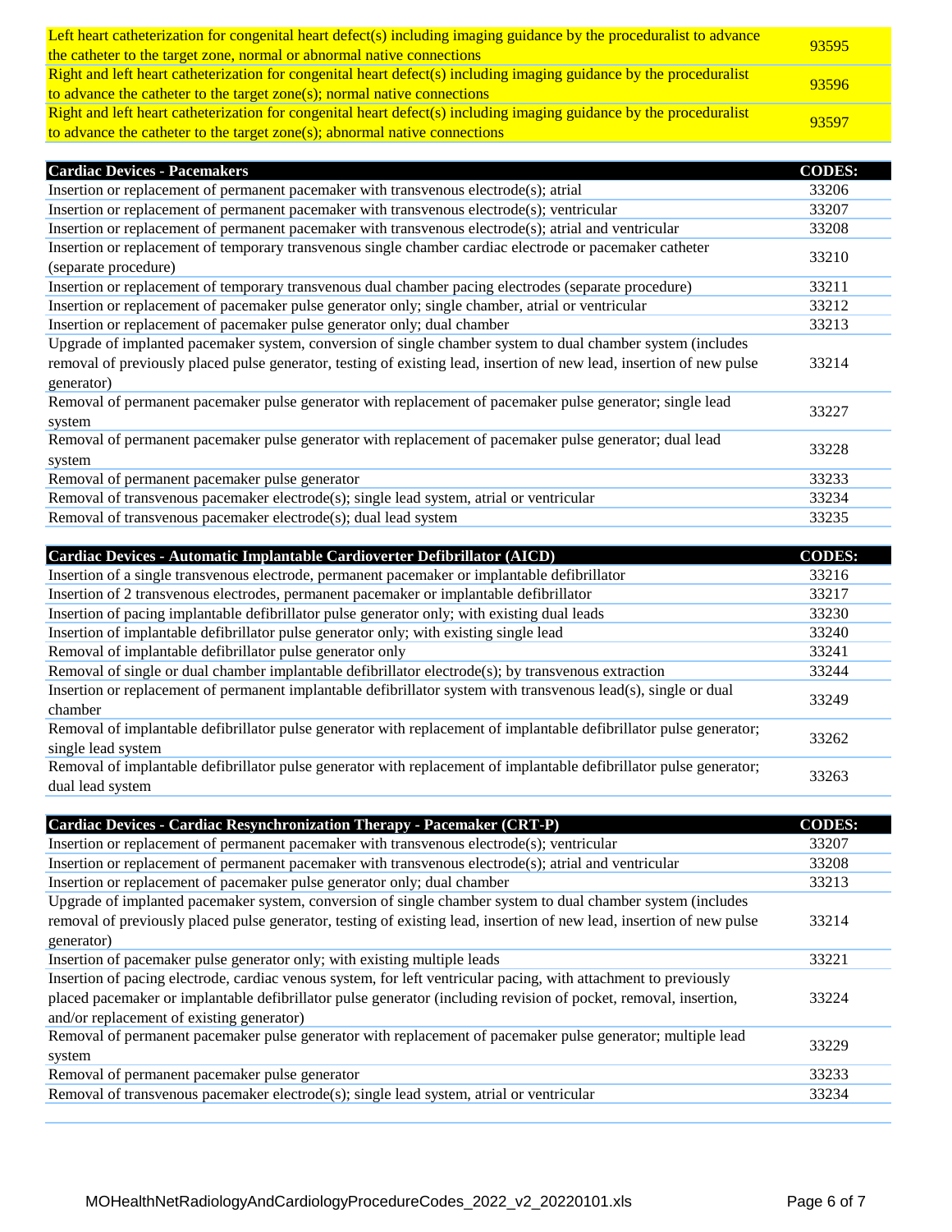| | |
|---|---|
| Left heart catheterization for congenital heart defect(s) including imaging guidance by the proceduralist to advance the catheter to the target zone, normal or abnormal native connections | 93595 |
| Right and left heart catheterization for congenital heart defect(s) including imaging guidance by the proceduralist to advance the catheter to the target zone(s); normal native connections | 93596 |
| Right and left heart catheterization for congenital heart defect(s) including imaging guidance by the proceduralist to advance the catheter to the target zone(s); abnormal native connections | 93597 |

| **Cardiac Devices - Pacemakers** | **CODES:** |
|---|---|
| Insertion or replacement of permanent pacemaker with transvenous electrode(s); atrial | 33206 |
| Insertion or replacement of permanent pacemaker with transvenous electrode(s); ventricular | 33207 |
| Insertion or replacement of permanent pacemaker with transvenous electrode(s); atrial and ventricular | 33208 |
| Insertion or replacement of temporary transvenous single chamber cardiac electrode or pacemaker catheter (separate procedure) | 33210 |
| Insertion or replacement of temporary transvenous dual chamber pacing electrodes (separate procedure) | 33211 |
| Insertion or replacement of pacemaker pulse generator only; single chamber, atrial or ventricular | 33212 |
| Insertion or replacement of pacemaker pulse generator only; dual chamber | 33213 |
| Upgrade of implanted pacemaker system, conversion of single chamber system to dual chamber system (includes removal of previously placed pulse generator, testing of existing lead, insertion of new lead, insertion of new pulse generator) | 33214 |
| Removal of permanent pacemaker pulse generator with replacement of pacemaker pulse generator; single lead system | 33227 |
| Removal of permanent pacemaker pulse generator with replacement of pacemaker pulse generator; dual lead system | 33228 |
| Removal of permanent pacemaker pulse generator | 33233 |
| Removal of transvenous pacemaker electrode(s); single lead system, atrial or ventricular | 33234 |
| Removal of transvenous pacemaker electrode(s); dual lead system | 33235 |

| **Cardiac Devices - Automatic Implantable Cardioverter Defibrillator (AICD)** | **CODES:** |
|---|---|
| Insertion of a single transvenous electrode, permanent pacemaker or implantable defibrillator | 33216 |
| Insertion of 2 transvenous electrodes, permanent pacemaker or implantable defibrillator | 33217 |
| Insertion of pacing implantable defibrillator pulse generator only; with existing dual leads | 33230 |
| Insertion of implantable defibrillator pulse generator only; with existing single lead | 33240 |
| Removal of implantable defibrillator pulse generator only | 33241 |
| Removal of single or dual chamber implantable defibrillator electrode(s); by transvenous extraction | 33244 |
| Insertion or replacement of permanent implantable defibrillator system with transvenous lead(s), single or dual chamber | 33249 |
| Removal of implantable defibrillator pulse generator with replacement of implantable defibrillator pulse generator; single lead system | 33262 |
| Removal of implantable defibrillator pulse generator with replacement of implantable defibrillator pulse generator; dual lead system | 33263 |

| **Cardiac Devices - Cardiac Resynchronization Therapy - Pacemaker (CRT-P)** | **CODES:** |
|---|---|
| Insertion or replacement of permanent pacemaker with transvenous electrode(s); ventricular | 33207 |
| Insertion or replacement of permanent pacemaker with transvenous electrode(s); atrial and ventricular | 33208 |
| Insertion or replacement of pacemaker pulse generator only; dual chamber | 33213 |
| Upgrade of implanted pacemaker system, conversion of single chamber system to dual chamber system (includes removal of previously placed pulse generator, testing of existing lead, insertion of new lead, insertion of new pulse generator) | 33214 |
| Insertion of pacemaker pulse generator only; with existing multiple leads | 33221 |
| Insertion of pacing electrode, cardiac venous system, for left ventricular pacing, with attachment to previously placed pacemaker or implantable defibrillator pulse generator (including revision of pocket, removal, insertion, and/or replacement of existing generator) | 33224 |
| Removal of permanent pacemaker pulse generator with replacement of pacemaker pulse generator; multiple lead system | 33229 |
| Removal of permanent pacemaker pulse generator | 33233 |
| Removal of transvenous pacemaker electrode(s); single lead system, atrial or ventricular | 33234 |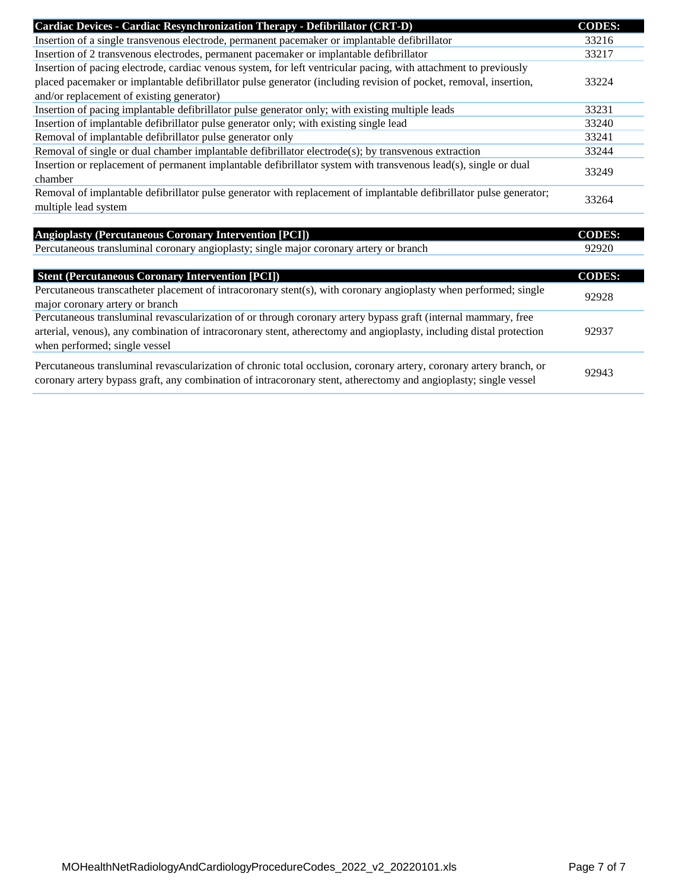| Cardiac Devices - Cardiac Resynchronization Therapy - Defibrillator (CRT-D) | CODES: |
| --- | --- |
| Insertion of a single transvenous electrode, permanent pacemaker or implantable defibrillator | 33216 |
| Insertion of 2 transvenous electrodes, permanent pacemaker or implantable defibrillator | 33217 |
| Insertion of pacing electrode, cardiac venous system, for left ventricular pacing, with attachment to previously placed pacemaker or implantable defibrillator pulse generator (including revision of pocket, removal, insertion, and/or replacement of existing generator) | 33224 |
| Insertion of pacing implantable defibrillator pulse generator only; with existing multiple leads | 33231 |
| Insertion of implantable defibrillator pulse generator only; with existing single lead | 33240 |
| Removal of implantable defibrillator pulse generator only | 33241 |
| Removal of single or dual chamber implantable defibrillator electrode(s); by transvenous extraction | 33244 |
| Insertion or replacement of permanent implantable defibrillator system with transvenous lead(s), single or dual chamber | 33249 |
| Removal of implantable defibrillator pulse generator with replacement of implantable defibrillator pulse generator; multiple lead system | 33264 |

| Angioplasty (Percutaneous Coronary Intervention [PCI]) | CODES: |
| --- | --- |
| Percutaneous transluminal coronary angioplasty; single major coronary artery or branch | 92920 |

| Stent (Percutaneous Coronary Intervention [PCI]) | CODES: |
| --- | --- |
| Percutaneous transcatheter placement of intracoronary stent(s), with coronary angioplasty when performed; single major coronary artery or branch | 92928 |
| Percutaneous transluminal revascularization of or through coronary artery bypass graft (internal mammary, free arterial, venous), any combination of intracoronary stent, atherectomy and angioplasty, including distal protection when performed; single vessel | 92937 |
| Percutaneous transluminal revascularization of chronic total occlusion, coronary artery, coronary artery branch, or coronary artery bypass graft, any combination of intracoronary stent, atherectomy and angioplasty; single vessel | 92943 |